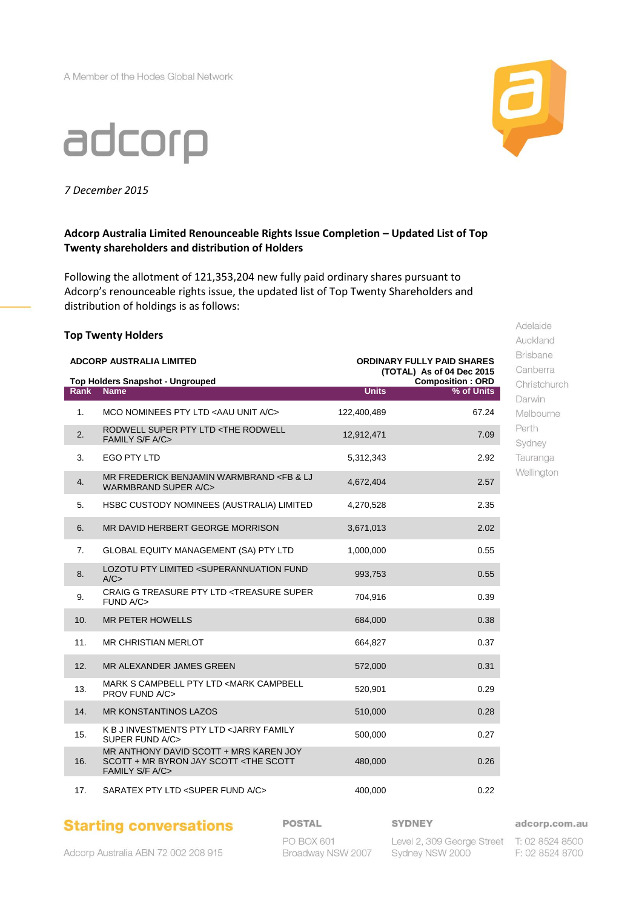A Member of the Hodes Global Network

adcorp

*7 December 2015*

**Adcorp Australia Limited Renounceable Rights Issue Completion – Updated List of Top Twenty shareholders and distribution of Holders**

Following the allotment of 121,353,204 new fully paid ordinary shares pursuant to Adcorp's renounceable rights issue, the updated list of Top Twenty Shareholders and distribution of holdings is as follows:

Adelaide
Auckland
Brisbane
Canberra
Christchurch
Darwin
Melbourne
Perth
Sydney
Tauranga
Wellington

**Top Twenty Holders**

**ADCORP AUSTRALIA LIMITED**

**ORDINARY FULLY PAID SHARES (TOTAL) As of 04 Dec 2015**

**Top Holders Snapshot - Ungrouped**

**Composition : ORD**

| Rank | Name | Units | % of Units |
|---|---|---|---|
| 1. | MCO NOMINEES PTY LTD <AAU UNIT A/C> | 122,400,489 | 67.24 |
| 2. | RODWELL SUPER PTY LTD <THE RODWELL FAMILY S/F A/C> | 12,912,471 | 7.09 |
| 3. | EGO PTY LTD | 5,312,343 | 2.92 |
| 4. | MR FREDERICK BENJAMIN WARMBRAND <FB & LJ WARMBRAND SUPER A/C> | 4,672,404 | 2.57 |
| 5. | HSBC CUSTODY NOMINEES (AUSTRALIA) LIMITED | 4,270,528 | 2.35 |
| 6. | MR DAVID HERBERT GEORGE MORRISON | 3,671,013 | 2.02 |
| 7. | GLOBAL EQUITY MANAGEMENT (SA) PTY LTD | 1,000,000 | 0.55 |
| 8. | LOZOTU PTY LIMITED <SUPERANNUATION FUND A/C> | 993,753 | 0.55 |
| 9. | CRAIG G TREASURE PTY LTD <TREASURE SUPER FUND A/C> | 704,916 | 0.39 |
| 10. | MR PETER HOWELLS | 684,000 | 0.38 |
| 11. | MR CHRISTIAN MERLOT | 664,827 | 0.37 |
| 12. | MR ALEXANDER JAMES GREEN | 572,000 | 0.31 |
| 13. | MARK S CAMPBELL PTY LTD <MARK CAMPBELL PROV FUND A/C> | 520,901 | 0.29 |
| 14. | MR KONSTANTINOS LAZOS | 510,000 | 0.28 |
| 15. | K B J INVESTMENTS PTY LTD <JARRY FAMILY SUPER FUND A/C> | 500,000 | 0.27 |
| 16. | MR ANTHONY DAVID SCOTT + MRS KAREN JOY SCOTT + MR BYRON JAY SCOTT <THE SCOTT FAMILY S/F A/C> | 480,000 | 0.26 |
| 17. | SARATEX PTY LTD <SUPER FUND A/C> | 400,000 | 0.22 |

**Starting conversations**

Adcorp Australia ABN 72 002 208 915

**POSTAL**
PO BOX 601
Broadway NSW 2007

**SYDNEY**
Level 2, 309 George Street
Sydney NSW 2000

**adcorp.com.au**
T: 02 8524 8500
F: 02 8524 8700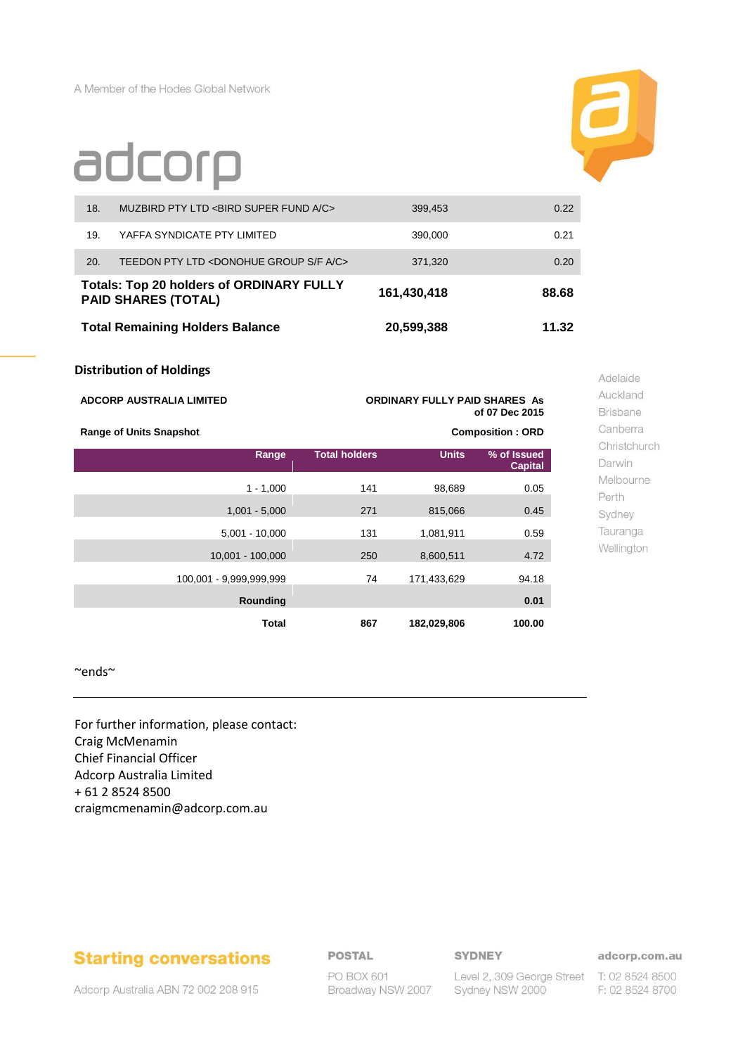| | | | |
|---|---|---|---|
| 18. | MUZBIRD PTY LTD <BIRD SUPER FUND A/C> | 399,453 | 0.22 |
| 19. | YAFFA SYNDICATE PTY LIMITED | 390,000 | 0.21 |
| 20. | TEEDON PTY LTD <DONOHUE GROUP S/F A/C> | 371,320 | 0.20 |
| | **Totals: Top 20 holders of ORDINARY FULLY PAID SHARES (TOTAL)** | **161,430,418** | **88.68** |
| | **Total Remaining Holders Balance** | **20,599,388** | **11.32** |

## Distribution of Holdings

**ADCORP AUSTRALIA LIMITED**

**ORDINARY FULLY PAID SHARES As of 07 Dec 2015**

**Range of Units Snapshot**

**Composition : ORD**

| Range | Total holders | Units | % of Issued Capital |
|---|---|---|---|
| 1 - 1,000 | 141 | 98,689 | 0.05 |
| 1,001 - 5,000 | 271 | 815,066 | 0.45 |
| 5,001 - 10,000 | 131 | 1,081,911 | 0.59 |
| 10,001 - 100,000 | 250 | 8,600,511 | 4.72 |
| 100,001 - 9,999,999,999 | 74 | 171,433,629 | 94.18 |
| **Rounding** | | | **0.01** |
| **Total** | **867** | **182,029,806** | **100.00** |

~ends~

---

For further information, please contact:
Craig McMenamin
Chief Financial Officer
Adcorp Australia Limited
+ 61 2 8524 8500
craigmcmenamin@adcorp.com.au